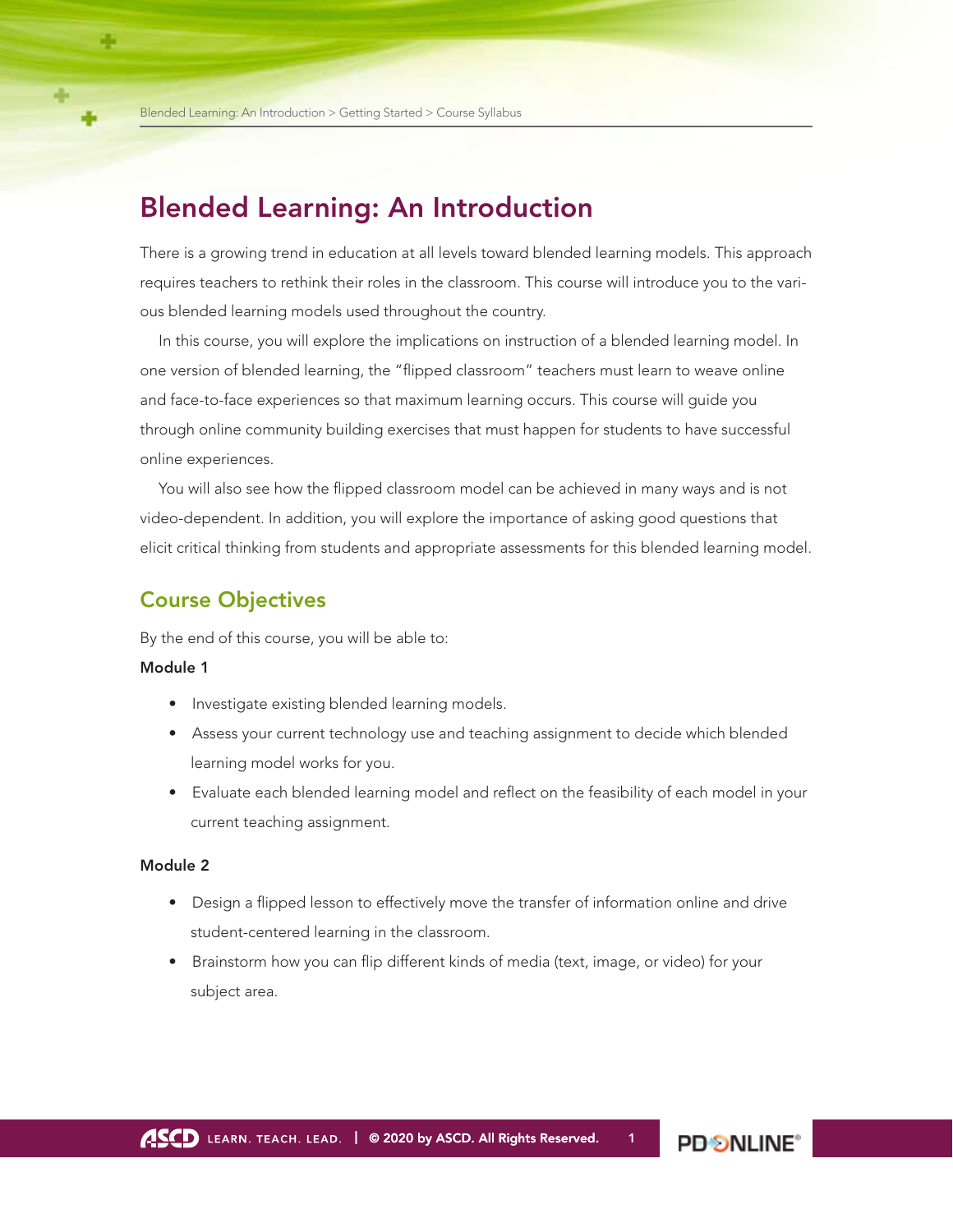# Blended Learning: An Introduction

There is a growing trend in education at all levels toward blended learning models. This approach requires teachers to rethink their roles in the classroom. This course will introduce you to the various blended learning models used throughout the country.

In this course, you will explore the implications on instruction of a blended learning model. In one version of blended learning, the "flipped classroom" teachers must learn to weave online and face-to-face experiences so that maximum learning occurs. This course will guide you through online community building exercises that must happen for students to have successful online experiences.

You will also see how the flipped classroom model can be achieved in many ways and is not video-dependent. In addition, you will explore the importance of asking good questions that elicit critical thinking from students and appropriate assessments for this blended learning model.

## Course Objectives

By the end of this course, you will be able to:

**Module 1**

- Investigate existing blended learning models.
- Assess your current technology use and teaching assignment to decide which blended learning model works for you.
- Evaluate each blended learning model and reflect on the feasibility of each model in your current teaching assignment.

**Module 2**

- Design a flipped lesson to effectively move the transfer of information online and drive student-centered learning in the classroom.
- Brainstorm how you can flip different kinds of media (text, image, or video) for your subject area.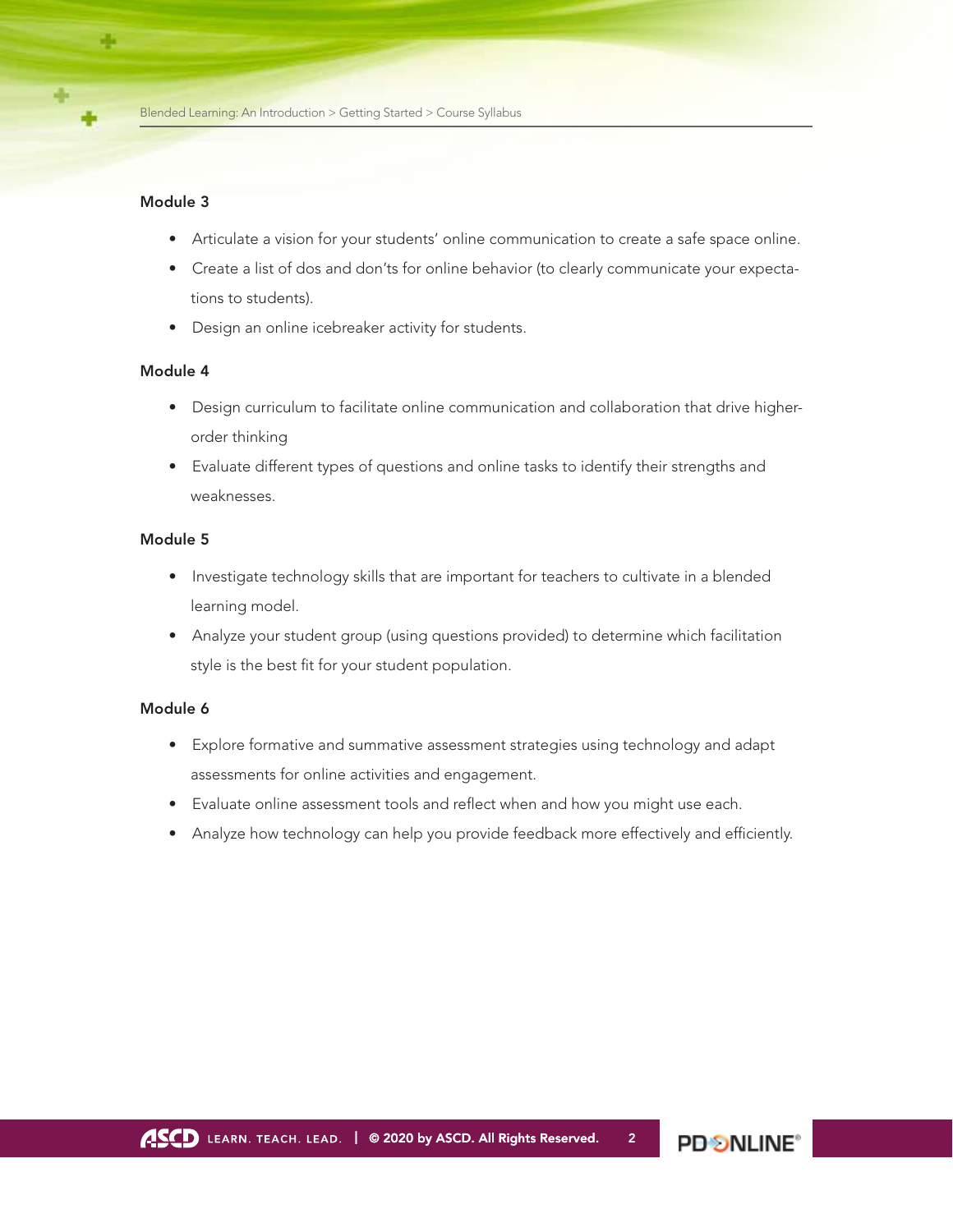### Module 3

- Articulate a vision for your students' online communication to create a safe space online.
- Create a list of dos and don'ts for online behavior (to clearly communicate your expectations to students).
- Design an online icebreaker activity for students.

### Module 4

- Design curriculum to facilitate online communication and collaboration that drive higher-order thinking
- Evaluate different types of questions and online tasks to identify their strengths and weaknesses.

### Module 5

- Investigate technology skills that are important for teachers to cultivate in a blended learning model.
- Analyze your student group (using questions provided) to determine which facilitation style is the best fit for your student population.

### Module 6

- Explore formative and summative assessment strategies using technology and adapt assessments for online activities and engagement.
- Evaluate online assessment tools and reflect when and how you might use each.
- Analyze how technology can help you provide feedback more effectively and efficiently.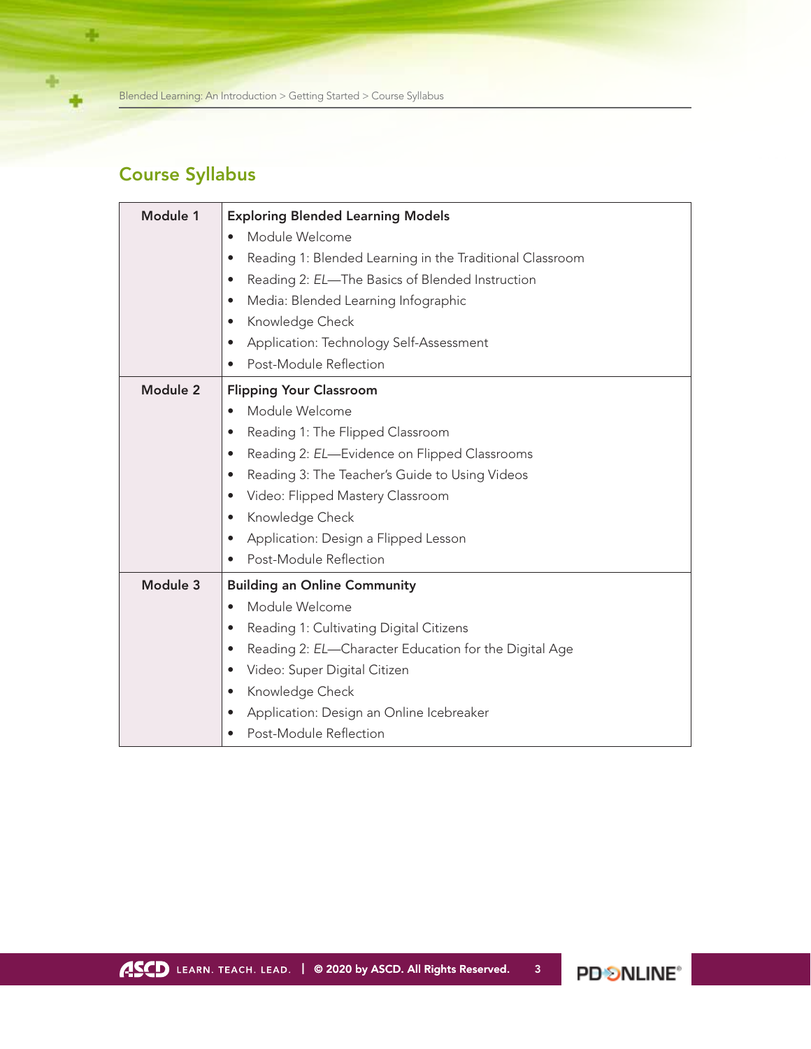## Course Syllabus

| Module | Content |
|---|---|
| Module 1 | **Exploring Blended Learning Models**<br>• Module Welcome<br>• Reading 1: Blended Learning in the Traditional Classroom<br>• Reading 2: *EL*—The Basics of Blended Instruction<br>• Media: Blended Learning Infographic<br>• Knowledge Check<br>• Application: Technology Self-Assessment<br>• Post-Module Reflection |
| Module 2 | **Flipping Your Classroom**<br>• Module Welcome<br>• Reading 1: The Flipped Classroom<br>• Reading 2: *EL*—Evidence on Flipped Classrooms<br>• Reading 3: The Teacher's Guide to Using Videos<br>• Video: Flipped Mastery Classroom<br>• Knowledge Check<br>• Application: Design a Flipped Lesson<br>• Post-Module Reflection |
| Module 3 | **Building an Online Community**<br>• Module Welcome<br>• Reading 1: Cultivating Digital Citizens<br>• Reading 2: *EL*—Character Education for the Digital Age<br>• Video: Super Digital Citizen<br>• Knowledge Check<br>• Application: Design an Online Icebreaker<br>• Post-Module Reflection |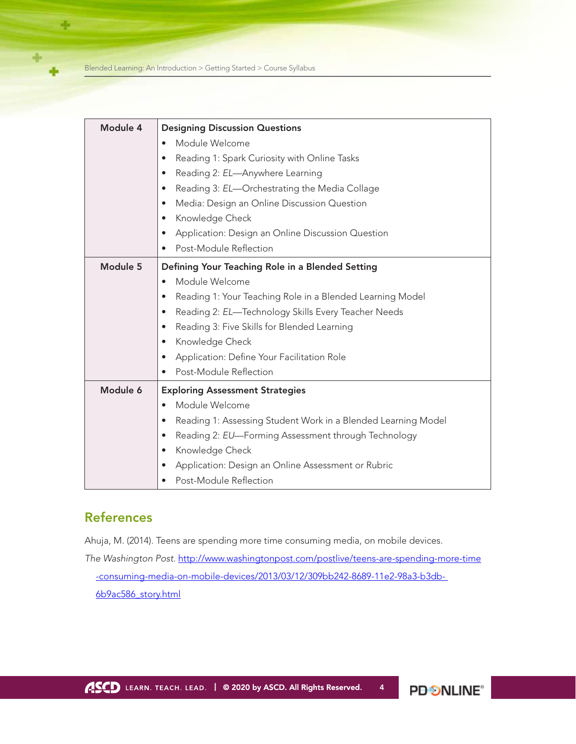| Module | Content |
|---|---|
| **Module 4** | **Designing Discussion Questions**<br>• Module Welcome<br>• Reading 1: Spark Curiosity with Online Tasks<br>• Reading 2: *EL*—Anywhere Learning<br>• Reading 3: *EL*—Orchestrating the Media Collage<br>• Media: Design an Online Discussion Question<br>• Knowledge Check<br>• Application: Design an Online Discussion Question<br>• Post-Module Reflection |
| **Module 5** | **Defining Your Teaching Role in a Blended Setting**<br>• Module Welcome<br>• Reading 1: Your Teaching Role in a Blended Learning Model<br>• Reading 2: *EL*—Technology Skills Every Teacher Needs<br>• Reading 3: Five Skills for Blended Learning<br>• Knowledge Check<br>• Application: Define Your Facilitation Role<br>• Post-Module Reflection |
| **Module 6** | **Exploring Assessment Strategies**<br>• Module Welcome<br>• Reading 1: Assessing Student Work in a Blended Learning Model<br>• Reading 2: *EU*—Forming Assessment through Technology<br>• Knowledge Check<br>• Application: Design an Online Assessment or Rubric<br>• Post-Module Reflection |

## References

Ahuja, M. (2014). Teens are spending more time consuming media, on mobile devices. *The Washington Post*. http://www.washingtonpost.com/postlive/teens-are-spending-more-time-consuming-media-on-mobile-devices/2013/03/12/309bb242-8689-11e2-98a3-b3db-6b9ac586_story.html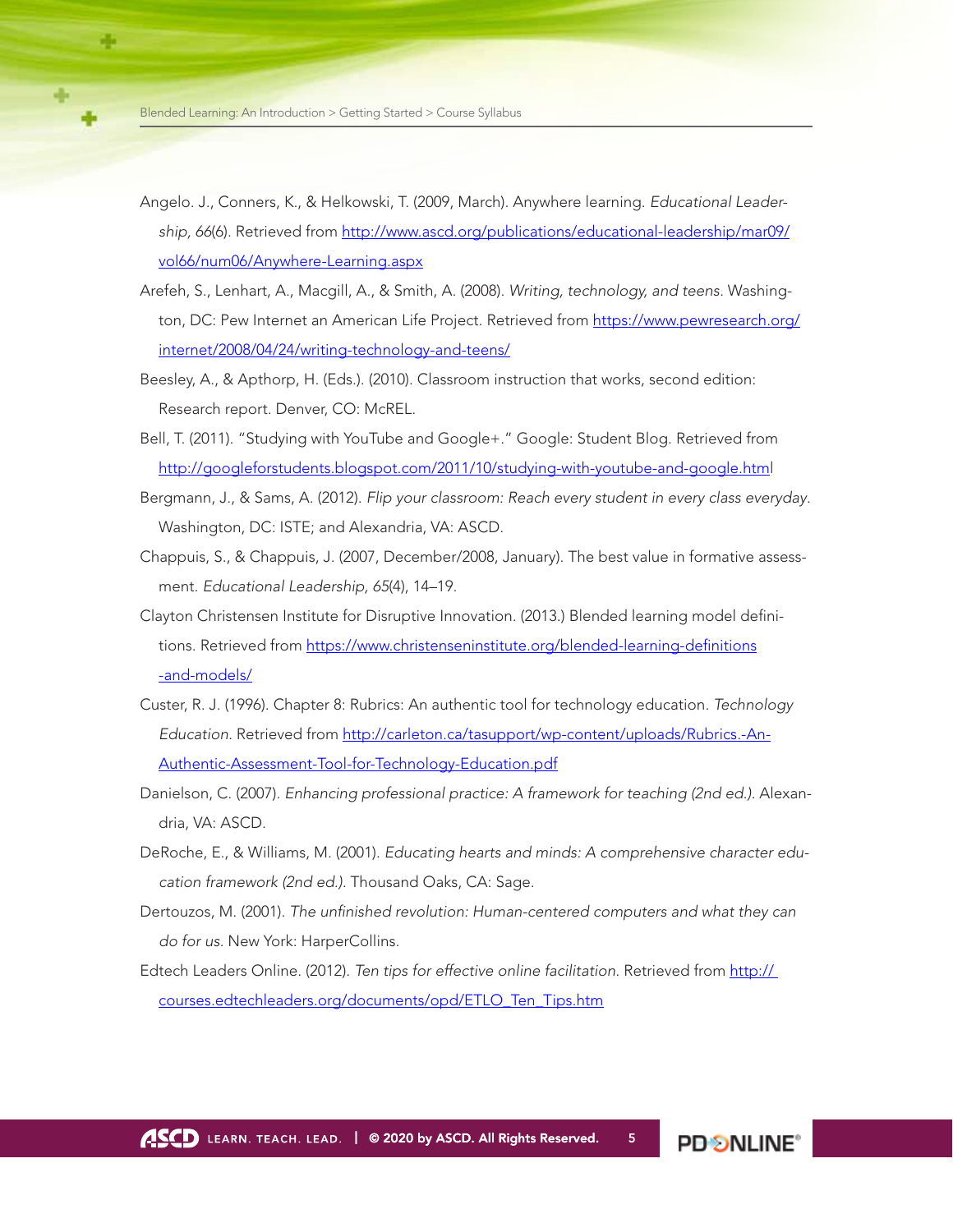Angelo. J., Conners, K., & Helkowski, T. (2009, March). Anywhere learning. *Educational Leadership, 66*(6). Retrieved from [http://www.ascd.org/publications/educational-leadership/mar09/vol66/num06/Anywhere-Learning.aspx](http://www.ascd.org/publications/educational-leadership/mar09/vol66/num06/Anywhere-Learning.aspx)

Arefeh, S., Lenhart, A., Macgill, A., & Smith, A. (2008). *Writing, technology, and teens*. Washington, DC: Pew Internet an American Life Project. Retrieved from [https://www.pewresearch.org/internet/2008/04/24/writing-technology-and-teens/](https://www.pewresearch.org/internet/2008/04/24/writing-technology-and-teens/)

Beesley, A., & Apthorp, H. (Eds.). (2010). Classroom instruction that works, second edition: Research report. Denver, CO: McREL.

Bell, T. (2011). "Studying with YouTube and Google+." Google: Student Blog. Retrieved from [http://googleforstudents.blogspot.com/2011/10/studying-with-youtube-and-google.html](http://googleforstudents.blogspot.com/2011/10/studying-with-youtube-and-google.html)

Bergmann, J., & Sams, A. (2012). *Flip your classroom: Reach every student in every class everyday*. Washington, DC: ISTE; and Alexandria, VA: ASCD.

Chappuis, S., & Chappuis, J. (2007, December/2008, January). The best value in formative assessment. *Educational Leadership, 65*(4), 14–19.

Clayton Christensen Institute for Disruptive Innovation. (2013.) Blended learning model definitions. Retrieved from [https://www.christenseninstitute.org/blended-learning-definitions-and-models/](https://www.christenseninstitute.org/blended-learning-definitions-and-models/)

Custer, R. J. (1996). Chapter 8: Rubrics: An authentic tool for technology education. *Technology Education*. Retrieved from [http://carleton.ca/tasupport/wp-content/uploads/Rubrics.-An-Authentic-Assessment-Tool-for-Technology-Education.pdf](http://carleton.ca/tasupport/wp-content/uploads/Rubrics.-An-Authentic-Assessment-Tool-for-Technology-Education.pdf)

Danielson, C. (2007). *Enhancing professional practice: A framework for teaching (2nd ed.)*. Alexandria, VA: ASCD.

DeRoche, E., & Williams, M. (2001). *Educating hearts and minds: A comprehensive character education framework (2nd ed.)*. Thousand Oaks, CA: Sage.

Dertouzos, M. (2001). *The unfinished revolution: Human-centered computers and what they can do for us*. New York: HarperCollins.

Edtech Leaders Online. (2012). *Ten tips for effective online facilitation*. Retrieved from [http://courses.edtechleaders.org/documents/opd/ETLO_Ten_Tips.htm](http://courses.edtechleaders.org/documents/opd/ETLO_Ten_Tips.htm)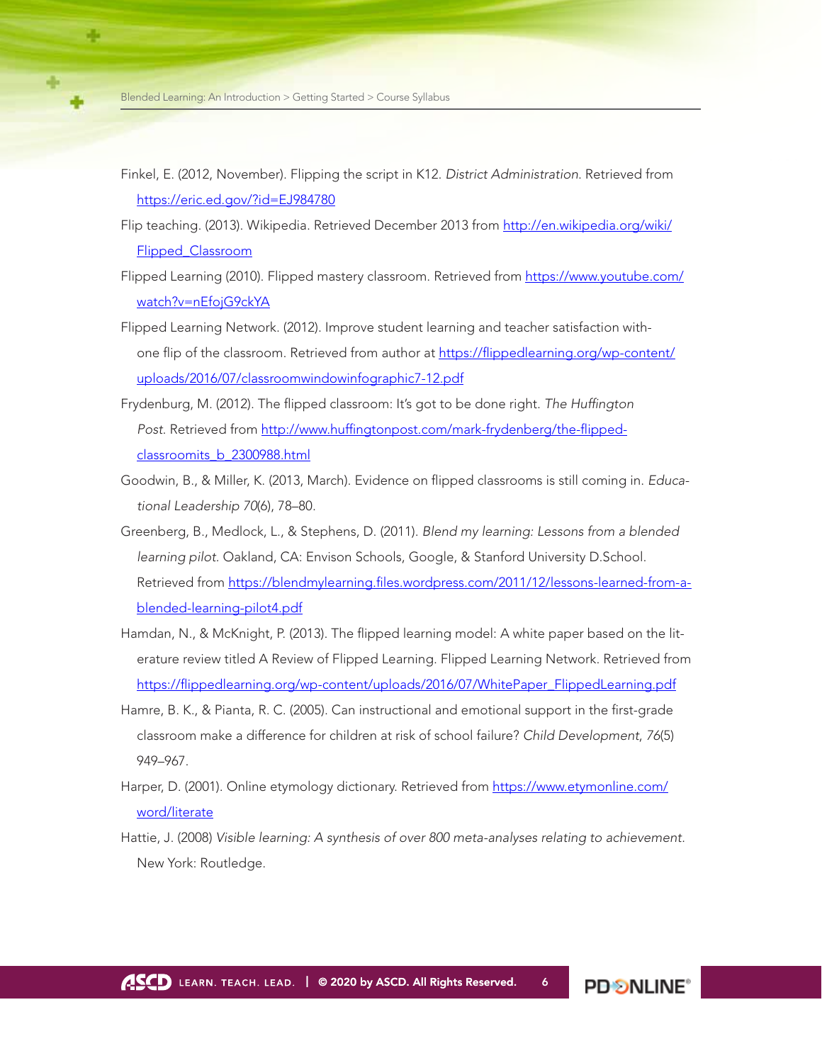Finkel, E. (2012, November). Flipping the script in K12. *District Administration*. Retrieved from https://eric.ed.gov/?id=EJ984780

Flip teaching. (2013). Wikipedia. Retrieved December 2013 from http://en.wikipedia.org/wiki/Flipped_Classroom

Flipped Learning (2010). Flipped mastery classroom. Retrieved from https://www.youtube.com/watch?v=nEfojG9ckYA

Flipped Learning Network. (2012). Improve student learning and teacher satisfaction with-one flip of the classroom. Retrieved from author at https://flippedlearning.org/wp-content/uploads/2016/07/classroomwindowinfographic7-12.pdf

Frydenburg, M. (2012). The flipped classroom: It's got to be done right. *The Huffington Post*. Retrieved from http://www.huffingtonpost.com/mark-frydenberg/the-flipped-classroomits_b_2300988.html

Goodwin, B., & Miller, K. (2013, March). Evidence on flipped classrooms is still coming in. *Educational Leadership 70*(6), 78–80.

Greenberg, B., Medlock, L., & Stephens, D. (2011). *Blend my learning: Lessons from a blended learning pilot*. Oakland, CA: Envison Schools, Google, & Stanford University D.School. Retrieved from https://blendmylearning.files.wordpress.com/2011/12/lessons-learned-from-a-blended-learning-pilot4.pdf

Hamdan, N., & McKnight, P. (2013). The flipped learning model: A white paper based on the literature review titled A Review of Flipped Learning. Flipped Learning Network. Retrieved from https://flippedlearning.org/wp-content/uploads/2016/07/WhitePaper_FlippedLearning.pdf

Hamre, B. K., & Pianta, R. C. (2005). Can instructional and emotional support in the first-grade classroom make a difference for children at risk of school failure? *Child Development*, *76*(5) 949–967.

Harper, D. (2001). Online etymology dictionary. Retrieved from https://www.etymonline.com/word/literate

Hattie, J. (2008) *Visible learning: A synthesis of over 800 meta-analyses relating to achievement*. New York: Routledge.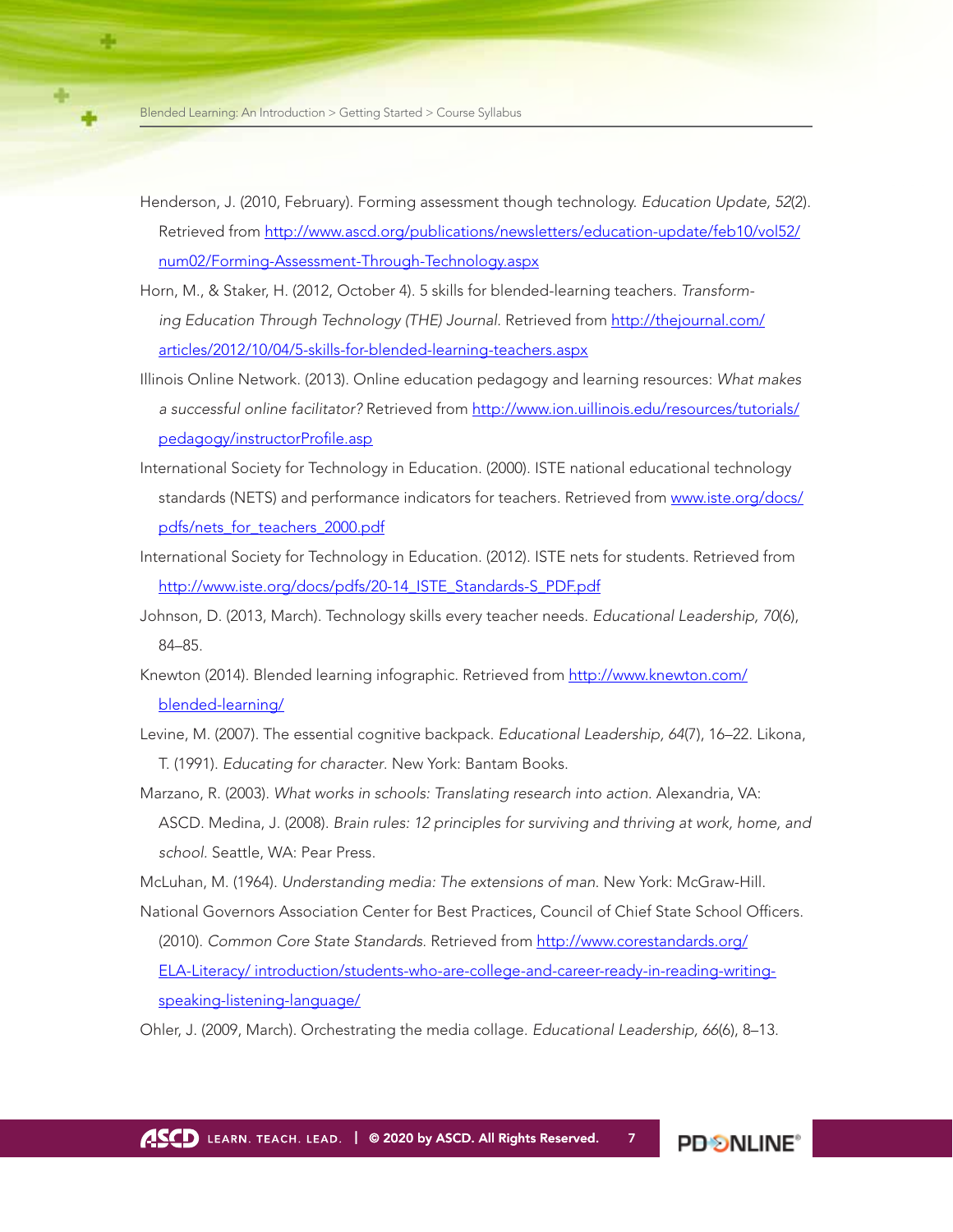Henderson, J. (2010, February). Forming assessment though technology. *Education Update, 52*(2). Retrieved from http://www.ascd.org/publications/newsletters/education-update/feb10/vol52/num02/Forming-Assessment-Through-Technology.aspx

Horn, M., & Staker, H. (2012, October 4). 5 skills for blended-learning teachers. *Transforming Education Through Technology (THE) Journal*. Retrieved from http://thejournal.com/articles/2012/10/04/5-skills-for-blended-learning-teachers.aspx

Illinois Online Network. (2013). Online education pedagogy and learning resources: *What makes a successful online facilitator?* Retrieved from http://www.ion.uillinois.edu/resources/tutorials/pedagogy/instructorProfile.asp

International Society for Technology in Education. (2000). ISTE national educational technology standards (NETS) and performance indicators for teachers. Retrieved from www.iste.org/docs/pdfs/nets_for_teachers_2000.pdf

International Society for Technology in Education. (2012). ISTE nets for students. Retrieved from http://www.iste.org/docs/pdfs/20-14_ISTE_Standards-S_PDF.pdf

Johnson, D. (2013, March). Technology skills every teacher needs. *Educational Leadership, 70*(6), 84–85.

Knewton (2014). Blended learning infographic. Retrieved from http://www.knewton.com/blended-learning/

Levine, M. (2007). The essential cognitive backpack. *Educational Leadership, 64*(7), 16–22. Likona, T. (1991). *Educating for character*. New York: Bantam Books.

Marzano, R. (2003). *What works in schools: Translating research into action*. Alexandria, VA: ASCD. Medina, J. (2008). *Brain rules: 12 principles for surviving and thriving at work, home, and school*. Seattle, WA: Pear Press.

McLuhan, M. (1964). *Understanding media: The extensions of man*. New York: McGraw-Hill.

National Governors Association Center for Best Practices, Council of Chief State School Officers. (2010). *Common Core State Standards*. Retrieved from http://www.corestandards.org/ELA-Literacy/ introduction/students-who-are-college-and-career-ready-in-reading-writing-speaking-listening-language/

Ohler, J. (2009, March). Orchestrating the media collage. *Educational Leadership, 66*(6), 8–13.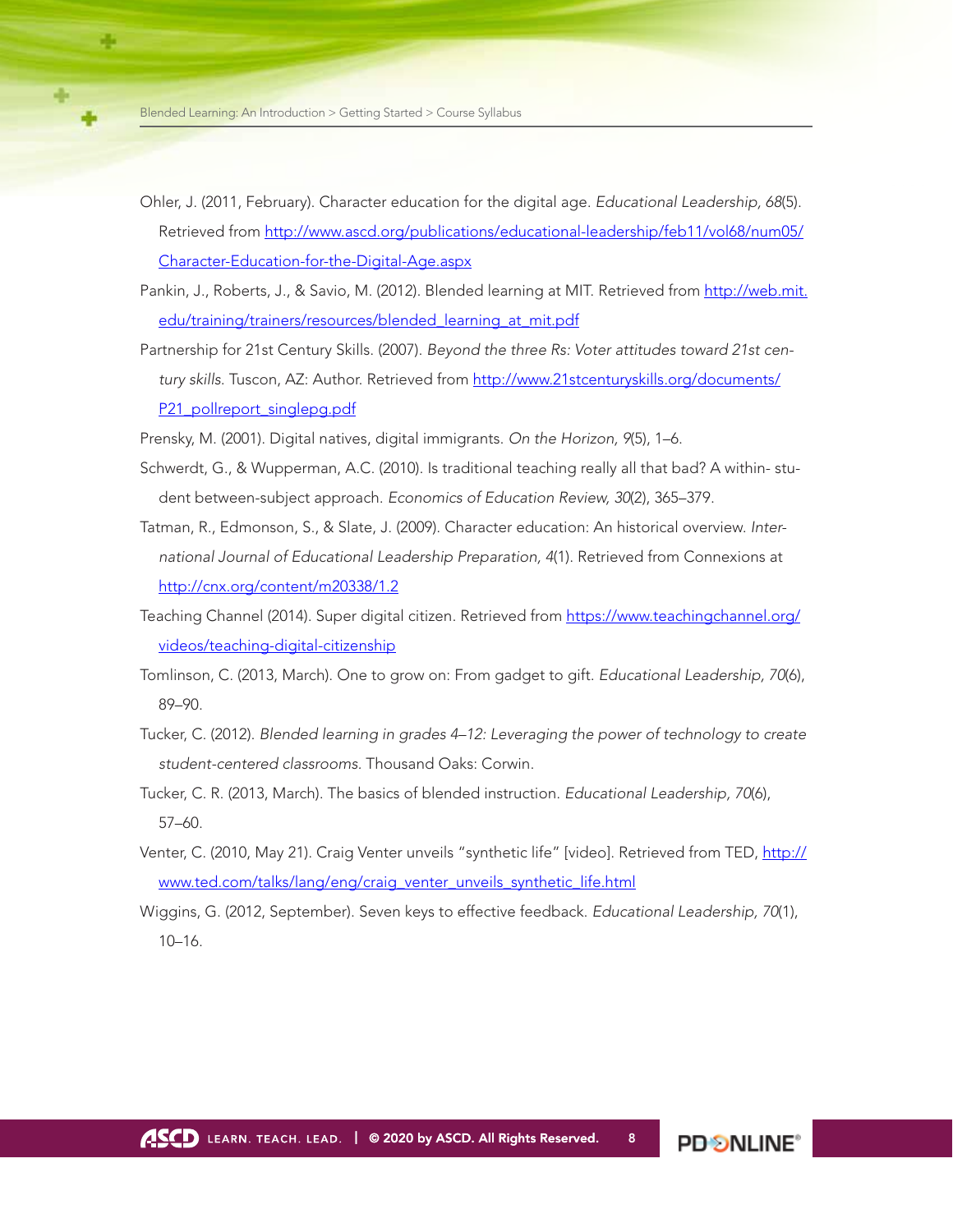Ohler, J. (2011, February). Character education for the digital age. *Educational Leadership, 68*(5). Retrieved from http://www.ascd.org/publications/educational-leadership/feb11/vol68/num05/Character-Education-for-the-Digital-Age.aspx

Pankin, J., Roberts, J., & Savio, M. (2012). Blended learning at MIT. Retrieved from http://web.mit.edu/training/trainers/resources/blended_learning_at_mit.pdf

Partnership for 21st Century Skills. (2007). *Beyond the three Rs: Voter attitudes toward 21st century skills.* Tuscon, AZ: Author. Retrieved from http://www.21stcenturyskills.org/documents/P21_pollreport_singlepg.pdf

Prensky, M. (2001). Digital natives, digital immigrants. *On the Horizon, 9*(5), 1–6.

Schwerdt, G., & Wupperman, A.C. (2010). Is traditional teaching really all that bad? A within- student between-subject approach. *Economics of Education Review, 30*(2), 365–379.

Tatman, R., Edmonson, S., & Slate, J. (2009). Character education: An historical overview. *International Journal of Educational Leadership Preparation, 4*(1). Retrieved from Connexions at http://cnx.org/content/m20338/1.2

Teaching Channel (2014). Super digital citizen. Retrieved from https://www.teachingchannel.org/videos/teaching-digital-citizenship

Tomlinson, C. (2013, March). One to grow on: From gadget to gift. *Educational Leadership, 70*(6), 89–90.

Tucker, C. (2012). *Blended learning in grades 4–12: Leveraging the power of technology to create student-centered classrooms.* Thousand Oaks: Corwin.

Tucker, C. R. (2013, March). The basics of blended instruction. *Educational Leadership, 70*(6), 57–60.

Venter, C. (2010, May 21). Craig Venter unveils "synthetic life" [video]. Retrieved from TED, http://www.ted.com/talks/lang/eng/craig_venter_unveils_synthetic_life.html

Wiggins, G. (2012, September). Seven keys to effective feedback. *Educational Leadership, 70*(1), 10–16.